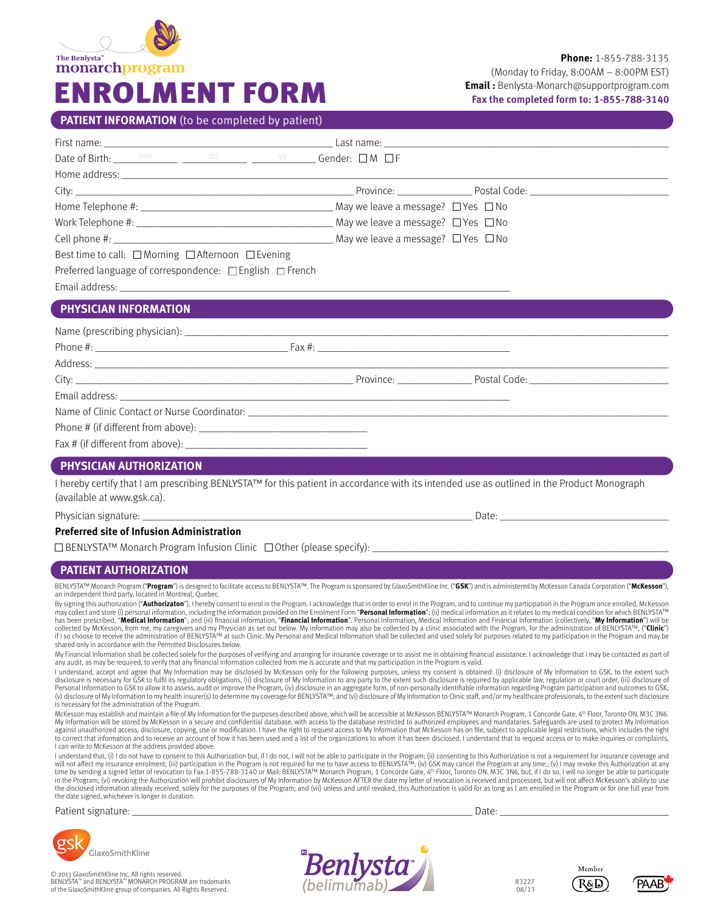The Benlysta™ monarchprogram

# ENROLMENT FORM

**Phone:** 1-855-788-3135
(Monday to Friday, 8:00AM – 8:00PM EST)
**Email :** Benlysta-Monarch@supportprogram.com
**Fax the completed form to: 1-855-788-3140**

## PATIENT INFORMATION (to be completed by patient)

First name: ______________________ Last name: ______________________

Date of Birth: ____mm____ ____dd____ ____yy____ Gender: ☐M ☐F

Home address: ______________________

City: ______________________ Province: __________ Postal Code: __________

Home Telephone #: ______________________ May we leave a message? ☐Yes ☐No

Work Telephone #: ______________________ May we leave a message? ☐Yes ☐No

Cell phone #: ______________________ May we leave a message? ☐Yes ☐No

Best time to call: ☐Morning ☐Afternoon ☐Evening

Preferred language of correspondence: ☐English ☐French

Email address: ______________________

## PHYSICIAN INFORMATION

Name (prescribing physician): ______________________

Phone #: ______________________ Fax #: ______________________

Address: ______________________

City: ______________________ Province: __________ Postal Code: __________

Email address: ______________________

Name of Clinic Contact or Nurse Coordinator: ______________________

Phone # (if different from above): ______________________

Fax # (if different from above): ______________________

## PHYSICIAN AUTHORIZATION

I hereby certify that I am prescribing BENLYSTA™ for this patient in accordance with its intended use as outlined in the Product Monograph (available at www.gsk.ca).

Physician signature: ______________________ Date: __________

**Preferred site of Infusion Administration**

☐ BENLYSTA™ Monarch Program Infusion Clinic ☐Other (please specify): ______________________

## PATIENT AUTHORIZATION

BENLYSTA™ Monarch Program ("**Program**") is designed to facilitate access to BENLYSTA™. The Program is sponsored by GlaxoSmithKline Inc. ("**GSK**") and is administered by McKesson Canada Corporation ("**McKesson**"), an independent third party, located in Montreal, Quebec.

By signing this authorization ("**Authorizaton**"), I hereby consent to enrol in the Program. I acknowledge that in order to enrol in the Program, and to continue my participation in the Program once enrolled, McKesson may collect and store (i) personal information, including the information provided on the Enrolment Form "**Personal Information**"; (ii) medical information as it relates to my medical condition for which BENLYSTA™ has been prescribed, "**Medical Information**"; and (iii) financial information, "**Financial Information**". Personal Information, Medical Information and Financial Information (collectively, "**My Information**") will be collected by McKesson, from me, my caregivers and my Physician as set out below. My information may also be collected by a clinic associated with the Program, for the administration of BENLYSTA™, ("**Clinic**") if I so choose to receive the administration of BENLYSTA™ at such Clinic. My Personal and Medical Information shall be collected and used solely for purposes related to my participation in the Program and may be shared only in accordance with the Permitted Disclosures below.

My Financial Information shall be collected solely for the purposes of verifying and arranging for insurance coverage or to assist me in obtaining financial assistance. I acknowledge that I may be contacted as part of any audit, as may be required, to verify that any financial information collected from me is accurate and that my participation in the Program is valid.

I understand, accept and agree that My Information may be disclosed by McKesson only for the following purposes, unless my consent is obtained: (i) disclosure of My Information to GSK, to the extent such disclosure is necessary for GSK to fulfil its regulatory obligations, (ii) disclosure of My Information to any party to the extent such disclosure is required by applicable law, regulation or court order, (iii) disclosure of Personal Information to GSK to allow it to assess, audit or improve the Program, (iv) disclosure in an aggregate form, of non-personally identifiable information regarding Program participation and outcomes to GSK; (v) disclosure of My Information to my health insurer(s) to determine my coverage for BENLYSTA™; and (vi) disclosure of My Information to Clinic staff, and/or my healthcare professionals, to the extent such disclosure is necessary for the administration of the Program.

McKesson may establish and maintain a file of My Information for the purposes described above, which will be accessible at McKesson BENLYSTA™ Monarch Program, 1 Concorde Gate, 4th Floor, Toronto ON, M3C 3N6. My Information will be stored by McKesson in a secure and confidential database, with access to the database restricted to authorized employees and mandataries. Safeguards are used to protect My Information against unauthorized access, disclosure, copying, use or modification. I have the right to request access to My Information that McKesson has on file, subject to applicable legal restrictions, which includes the right to correct that information and to receive an account of how it has been used and a list of the organizations to whom it has been disclosed. I understand that to request access or to make inquiries or complaints, I can write to McKesson at the address provided above.

I understand that, (i) I do not have to consent to this Authorization but, if I do not, I will not be able to participate in the Program; (ii) consenting to this Authorization is not a requirement for insurance coverage and will not affect my insurance enrolment; (iii) participation in the Program is not required for me to have access to BENLYSTA™; (iv) GSK may cancel the Program at any time.; (v) I may revoke this Authorization at any time by sending a signed letter of revocation to Fax:1-855-788-3140 or Mail: BENLYSTA™ Monarch Program, 1 Concorde Gate, 4th Floor, Toronto ON, M3C 3N6, but, if I do so, I will no longer be able to participate in the Program; (vi) revoking the Authorization will prohibit disclosures of My Information by McKesson AFTER the date my letter of revocation is received and processed, but will not affect McKesson's ability to use the disclosed information already received, solely for the purposes of the Program; and (vii) unless and until revoked, this Authorization is valid for as long as I am enrolled in the Program or for one full year from the date signed, whichever is longer in duration.

Patient signature: ______________________ Date: __________

gsk GlaxoSmithKline

© 2013 GlaxoSmithKline Inc. All rights reserved.
BENLYSTA™ and BENLYSTA™ MONARCH PROGRAM are trademarks of the GlaxoSmithKline group of companies. All Rights Reserved.

Benlysta™ (belimumab)

83227
08/13

Member R&D PAAB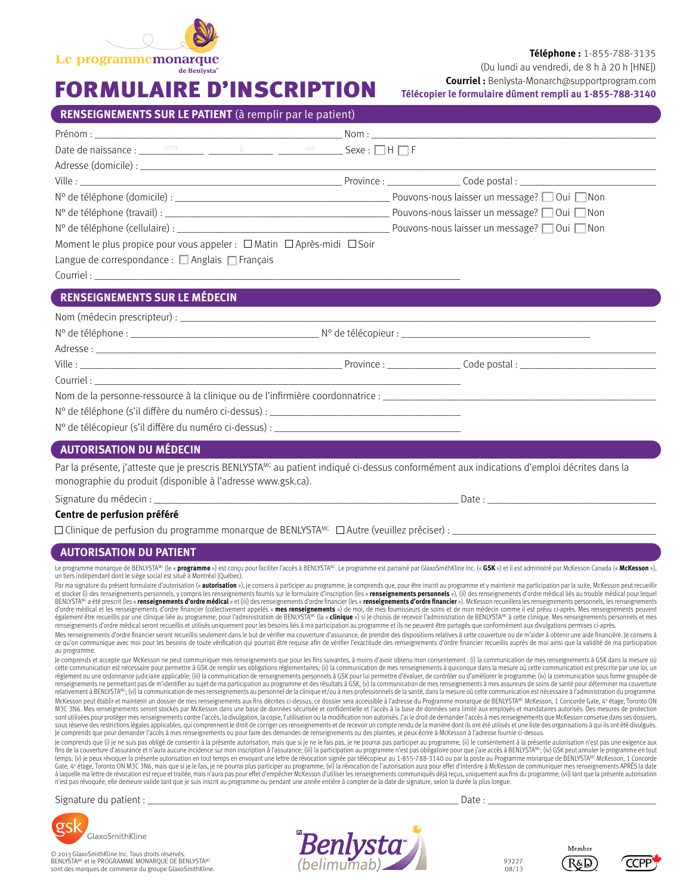Le programme monarque de Benlysta™

**Téléphone :** 1-855-788-3135
(Du lundi au vendredi, de 8 h à 20 h [HNE])
**Courriel :** Benlysta-Monarch@supportprogram.com
**Télécopier le formulaire dûment rempli au 1-855-788-3140**

# FORMULAIRE D'INSCRIPTION

## RENSEIGNEMENTS SUR LE PATIENT (à remplir par le patient)

Prénom : ______________________ Nom : ______________________

Date de naissance : ____ mm ____ jj ____ aa Sexe : ☐ H ☐ F

Adresse (domicile) : ______________________

Ville : ______________ Province : ______________ Code postal : ______________

Nº de téléphone (domicile) : ______________ Pouvons-nous laisser un message? ☐ Oui ☐ Non

Nº de téléphone (travail) : ______________ Pouvons-nous laisser un message? ☐ Oui ☐ Non

Nº de téléphone (cellulaire) : ______________ Pouvons-nous laisser un message? ☐ Oui ☐ Non

Moment le plus propice pour vous appeler : ☐ Matin ☐ Après-midi ☐ Soir

Langue de correspondance : ☐ Anglais ☐ Français

Courriel : ______________________

## RENSEIGNEMENTS SUR LE MÉDECIN

Nom (médecin prescripteur) : ______________________

Nº de téléphone : ______________ Nº de télécopieur : ______________

Adresse : ______________________

Ville : ______________ Province : ______________ Code postal : ______________

Courriel : ______________________

Nom de la personne-ressource à la clinique ou de l'infirmière coordonnatrice : ______________________

Nº de téléphone (s'il diffère du numéro ci-dessus) : ______________________

Nº de télécopieur (s'il diffère du numéro ci-dessus) : ______________________

## AUTORISATION DU MÉDECIN

Par la présente, j'atteste que je prescris BENLYSTA[MC] au patient indiqué ci-dessus conformément aux indications d'emploi décrites dans la monographie du produit (disponible à l'adresse www.gsk.ca).

Signature du médecin : ______________________ Date : ______________

**Centre de perfusion préféré**

☐ Clinique de perfusion du programme monarque de BENLYSTA[MC] ☐ Autre (veuillez préciser) : ______________

## AUTORISATION DU PATIENT

Le programme monarque de BENLYSTA[MC] (le « **programme** ») est conçu pour faciliter l'accès à BENLYSTA[MC]. Le programme est parrainé par GlaxoSmithKline Inc. (« **GSK** ») et il est administré par McKesson Canada (« **McKesson** »), un tiers indépendant dont le siège social est situé à Montréal (Québec).

Par ma signature du présent formulaire d'autorisation (« **autorisation** »), je consens à participer au programme. Je comprends que, pour être inscrit au programme et y maintenir ma participation par la suite, McKesson peut recueillir et stocker (i) des renseignements personnels, y compris les renseignements fournis sur le formulaire d'inscription (les « **renseignements personnels** »), (ii) des renseignements d'ordre médical liés au trouble médical pour lequel BENLYSTA[MC] a été prescrit (les « **renseignements d'ordre médical** ») et (iii) des renseignements d'ordre financier (les « **renseignements d'ordre financier** »). McKesson recueillera les renseignements personnels, les renseignements d'ordre médical et les renseignements d'ordre financier (collectivement appelés « **mes renseignements** ») de moi, de mes fournisseurs de soins et de mon médecin comme il est prévu ci-après. Mes renseignements peuvent également être recueillis par une clinique liée au programme, pour l'administration de BENLYSTA[MC] (la « **clinique** ») si je choisis de recevoir l'administration de BENLYSTA[MC] à cette clinique. Mes renseignements personnels et mes renseignements d'ordre médical seront recueillis et utilisés uniquement pour les besoins liés à ma participation au programme et ils ne peuvent être partagés que conformément aux divulgations permises ci-après.

Mes renseignements d'ordre financier seront recueillis seulement dans le but de vérifier ma couverture d'assurance, de prendre des dispositions relatives à cette couverture ou de m'aider à obtenir une aide financière. Je consens à ce qu'on communique avec moi pour les besoins de toute vérification qui pourrait être requise afin de vérifier l'exactitude des renseignements d'ordre financier recueillis auprès de moi ainsi que la validité de ma participation au programme.

Je comprends et accepte que McKesson ne peut communiquer mes renseignements que pour les fins suivantes, à moins d'avoir obtenu mon consentement : (i) la communication de mes renseignements à GSK dans la mesure où cette communication est nécessaire pour permettre à GSK de remplir ses obligations réglementaires; (ii) la communication de mes renseignements à quiconque dans la mesure où cette communication est prescrite par une loi, un règlement ou une ordonnance judiciaire applicable; (iii) la communication de renseignements personnels à GSK pour lui permettre d'évaluer, de contrôler ou d'améliorer le programme; (iv) la communication sous forme groupée de renseignements ne permettant pas de m'identifier au sujet de ma participation au programme et des résultats à GSK; (v) la communication de mes renseignements à mes assureurs de soins de santé pour déterminer ma couverture relativement à BENLYSTA[MC]; (vi) la communication de mes renseignements au personnel de la clinique et/ou à mes professionnels de la santé, dans la mesure où cette communication est nécessaire à l'administration du programme.

McKesson peut établir et maintenir un dossier de mes renseignements aux fins décrites ci-dessus; ce dossier sera accessible à l'adresse du Programme monarque de BENLYSTA[MC] McKesson, 1 Concorde Gate, 4e étage, Toronto ON M3C 3N6. Mes renseignements seront stockés par McKesson dans une base de données sécurisée et confidentielle et l'accès à la base de données sera limité aux employés et mandataires autorisés. Des mesures de protection sont utilisées pour protéger mes renseignements contre l'accès, la divulgation, la copie, l'utilisation ou la modification non autorisés. J'ai le droit de demander l'accès à mes renseignements que McKesson conserve dans ses dossiers, sous réserve des restrictions légales applicables, qui comprennent le droit de corriger ces renseignements et de recevoir un compte rendu de la manière dont ils ont été utilisés et une liste des organisations à qui ils ont été divulgués. Je comprends que pour demander l'accès à mes renseignements ou pour faire des demandes de renseignements ou des plaintes, je peux écrire à McKesson à l'adresse fournie ci-dessus.

Je comprends que (i) je ne suis pas obligé de consentir à la présente autorisation, mais que si je ne le fais pas, je ne pourrai pas participer au programme; (ii) le consentement à la présente autorisation n'est pas une exigence aux fins de la couverture d'assurance et n'aura aucune incidence sur mon inscription à l'assurance; (iii) la participation au programme n'est pas obligatoire pour que j'aie accès à BENLYSTA[MC]; (iv) GSK peut annuler le programme en tout temps; (v) je peux révoquer la présente autorisation en tout temps en envoyant une lettre de révocation signée par télécopieur au 1-855-788-3140 ou par la poste au Programme monarque de BENLYSTA[MC] McKesson, 1 Concorde Gate, 4e étage, Toronto ON M3C 3N6, mais que si je le fais, je ne pourrai plus participer au programme; (vi) la révocation de l'autorisation aura pour effet d'interdire à McKesson de communiquer mes renseignements APRÈS la date à laquelle ma lettre de révocation est reçue et traitée, mais n'aura pas pour effet d'empêcher McKesson d'utiliser les renseignements communiqués déjà reçus, uniquement aux fins du programme; (vii) tant que la présente autorisation n'est pas révoquée, elle demeure valide tant que je suis inscrit au programme ou pendant une année entière à compter de la date de signature, selon la durée la plus longue.

Signature du patient : ______________________ Date : ______________

© 2013 GlaxoSmithKline Inc. Tous droits réservés.
BENLYSTA[MC] et le PROGRAMME MONARQUE DE BENLYSTA[MC] sont des marques de commerce du groupe GlaxoSmithKline.

Benlysta[MC] (belimumab)

93227
08/13

Membre R&D CCPP